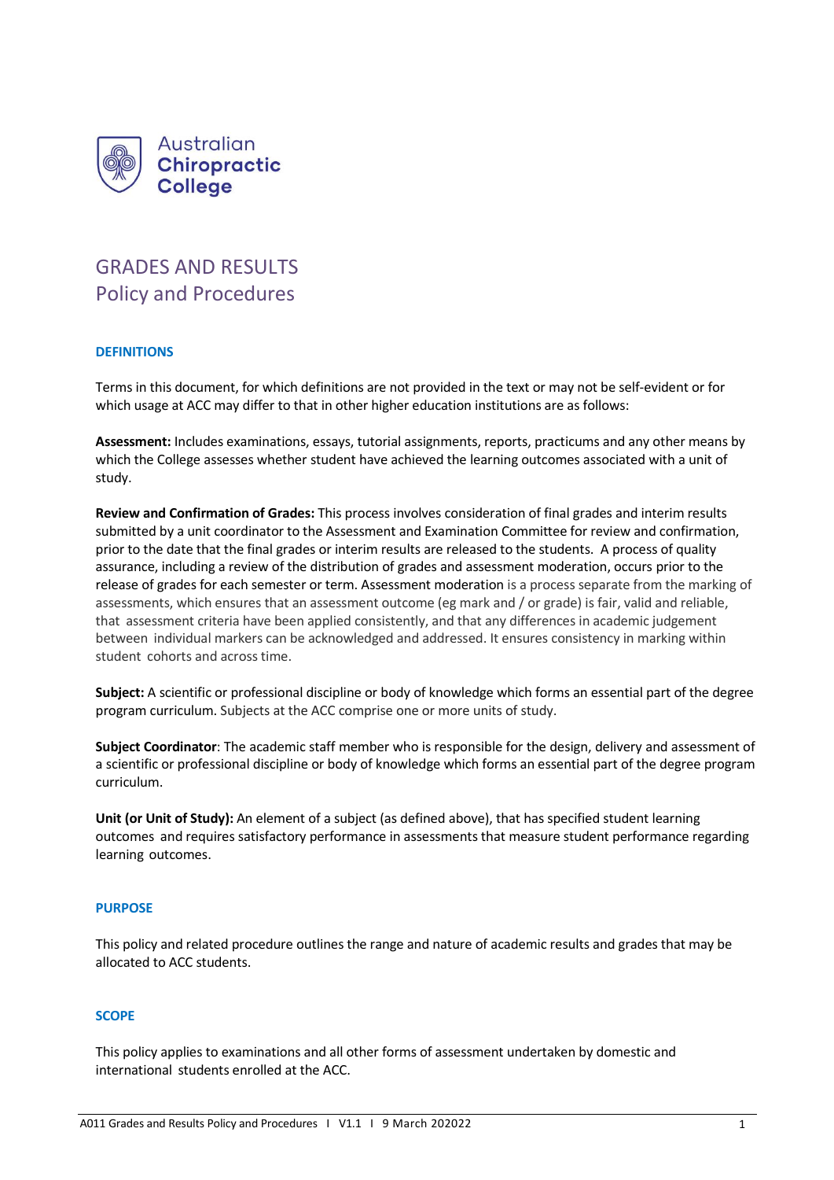Australian **Chiropractic College**

# GRADES AND RESULTS
## Policy and Procedures

### DEFINITIONS

Terms in this document, for which definitions are not provided in the text or may not be self-evident or for which usage at ACC may differ to that in other higher education institutions are as follows:

**Assessment:** Includes examinations, essays, tutorial assignments, reports, practicums and any other means by which the College assesses whether student have achieved the learning outcomes associated with a unit of study.

**Review and Confirmation of Grades:** This process involves consideration of final grades and interim results submitted by a unit coordinator to the Assessment and Examination Committee for review and confirmation, prior to the date that the final grades or interim results are released to the students. A process of quality assurance, including a review of the distribution of grades and assessment moderation, occurs prior to the release of grades for each semester or term. Assessment moderation is a process separate from the marking of assessments, which ensures that an assessment outcome (eg mark and / or grade) is fair, valid and reliable, that assessment criteria have been applied consistently, and that any differences in academic judgement between individual markers can be acknowledged and addressed. It ensures consistency in marking within student cohorts and across time.

**Subject:** A scientific or professional discipline or body of knowledge which forms an essential part of the degree program curriculum. Subjects at the ACC comprise one or more units of study.

**Subject Coordinator**: The academic staff member who is responsible for the design, delivery and assessment of a scientific or professional discipline or body of knowledge which forms an essential part of the degree program curriculum.

**Unit (or Unit of Study):** An element of a subject (as defined above), that has specified student learning outcomes and requires satisfactory performance in assessments that measure student performance regarding learning outcomes.

### PURPOSE

This policy and related procedure outlines the range and nature of academic results and grades that may be allocated to ACC students.

### SCOPE

This policy applies to examinations and all other forms of assessment undertaken by domestic and international students enrolled at the ACC.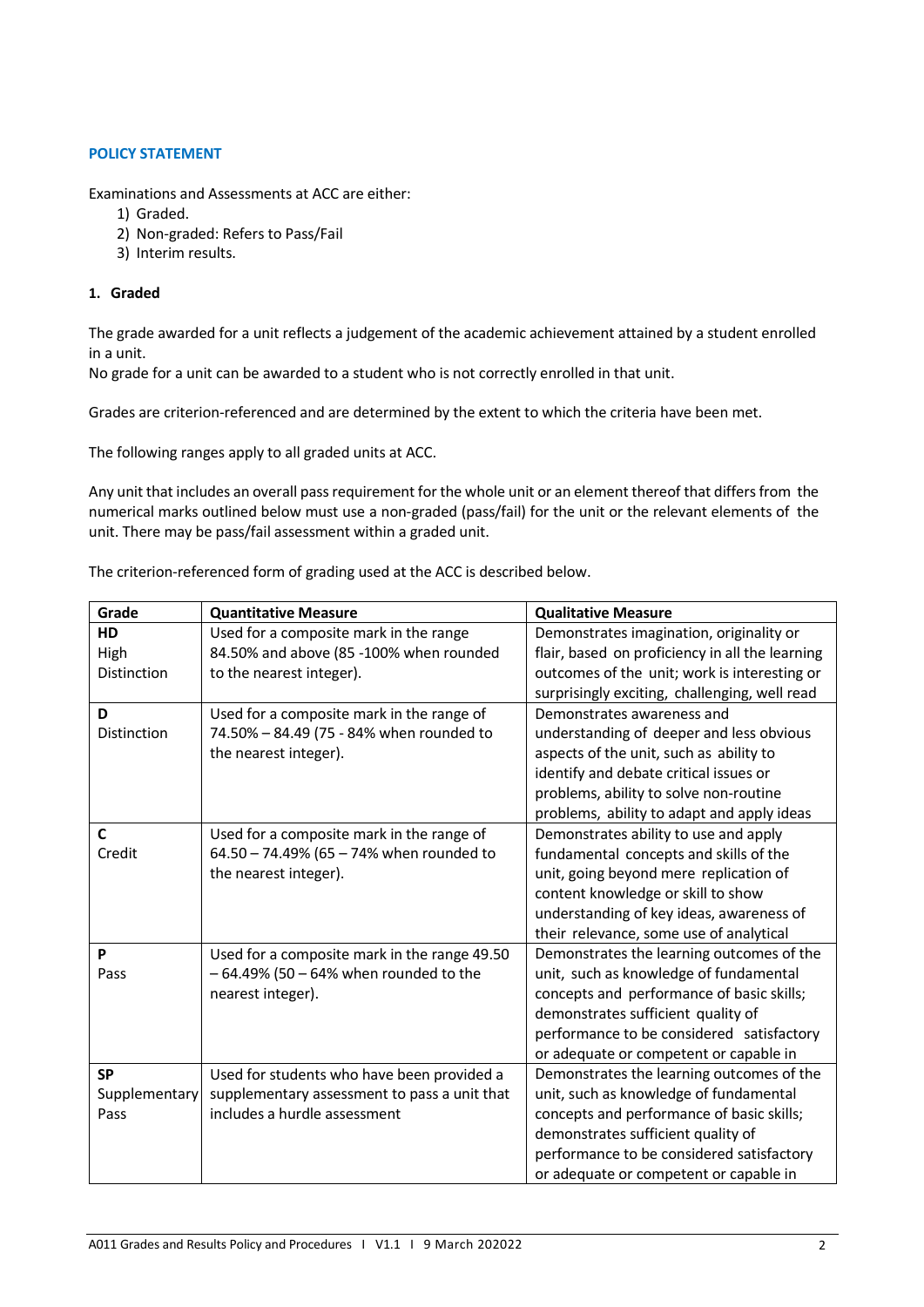## POLICY STATEMENT

Examinations and Assessments at ACC are either:

1) Graded.
2) Non-graded: Refers to Pass/Fail
3) Interim results.

### 1. Graded

The grade awarded for a unit reflects a judgement of the academic achievement attained by a student enrolled in a unit.
No grade for a unit can be awarded to a student who is not correctly enrolled in that unit.

Grades are criterion-referenced and are determined by the extent to which the criteria have been met.

The following ranges apply to all graded units at ACC.

Any unit that includes an overall pass requirement for the whole unit or an element thereof that differs from the numerical marks outlined below must use a non-graded (pass/fail) for the unit or the relevant elements of the unit. There may be pass/fail assessment within a graded unit.

The criterion-referenced form of grading used at the ACC is described below.

| Grade | Quantitative Measure | Qualitative Measure |
|---|---|---|
| **HD** High Distinction | Used for a composite mark in the range 84.50% and above (85 -100% when rounded to the nearest integer). | Demonstrates imagination, originality or flair, based on proficiency in all the learning outcomes of the unit; work is interesting or surprisingly exciting, challenging, well read |
| **D** Distinction | Used for a composite mark in the range of 74.50% – 84.49 (75 - 84% when rounded to the nearest integer). | Demonstrates awareness and understanding of deeper and less obvious aspects of the unit, such as ability to identify and debate critical issues or problems, ability to solve non-routine problems, ability to adapt and apply ideas |
| **C** Credit | Used for a composite mark in the range of 64.50 – 74.49% (65 – 74% when rounded to the nearest integer). | Demonstrates ability to use and apply fundamental concepts and skills of the unit, going beyond mere replication of content knowledge or skill to show understanding of key ideas, awareness of their relevance, some use of analytical |
| **P** Pass | Used for a composite mark in the range 49.50 – 64.49% (50 – 64% when rounded to the nearest integer). | Demonstrates the learning outcomes of the unit, such as knowledge of fundamental concepts and performance of basic skills; demonstrates sufficient quality of performance to be considered satisfactory or adequate or competent or capable in |
| **SP** Supplementary Pass | Used for students who have been provided a supplementary assessment to pass a unit that includes a hurdle assessment | Demonstrates the learning outcomes of the unit, such as knowledge of fundamental concepts and performance of basic skills; demonstrates sufficient quality of performance to be considered satisfactory or adequate or competent or capable in |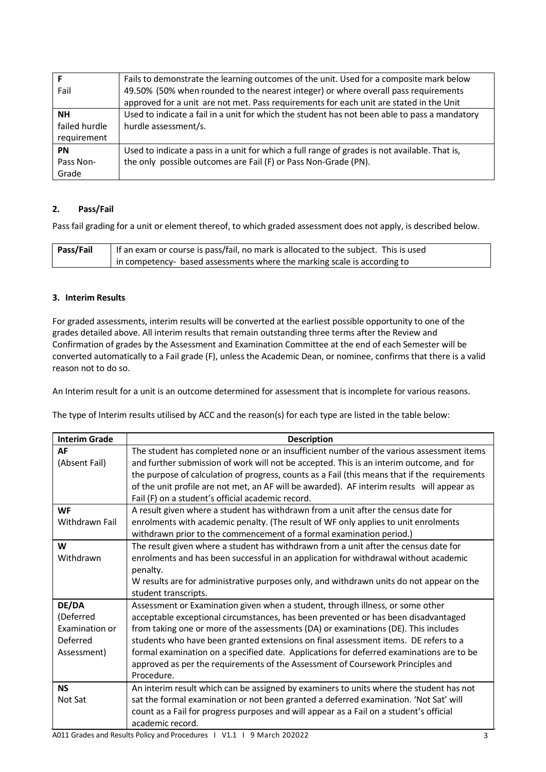| | |
|---|---|
| **F** Fail | Fails to demonstrate the learning outcomes of the unit. Used for a composite mark below 49.50% (50% when rounded to the nearest integer) or where overall pass requirements approved for a unit are not met. Pass requirements for each unit are stated in the Unit |
| **NH** failed hurdle requirement | Used to indicate a fail in a unit for which the student has not been able to pass a mandatory hurdle assessment/s. |
| **PN** Pass Non-Grade | Used to indicate a pass in a unit for which a full range of grades is not available. That is, the only possible outcomes are Fail (F) or Pass Non-Grade (PN). |

## 2. Pass/Fail

Pass fail grading for a unit or element thereof, to which graded assessment does not apply, is described below.

| | |
|---|---|
| **Pass/Fail** | If an exam or course is pass/fail, no mark is allocated to the subject. This is used in competency- based assessments where the marking scale is according to |

## 3. Interim Results

For graded assessments, interim results will be converted at the earliest possible opportunity to one of the grades detailed above. All interim results that remain outstanding three terms after the Review and Confirmation of grades by the Assessment and Examination Committee at the end of each Semester will be converted automatically to a Fail grade (F), unless the Academic Dean, or nominee, confirms that there is a valid reason not to do so.

An Interim result for a unit is an outcome determined for assessment that is incomplete for various reasons.

The type of Interim results utilised by ACC and the reason(s) for each type are listed in the table below:

| Interim Grade | Description |
|---|---|
| **AF** (Absent Fail) | The student has completed none or an insufficient number of the various assessment items and further submission of work will not be accepted. This is an interim outcome, and for the purpose of calculation of progress, counts as a Fail (this means that if the requirements of the unit profile are not met, an AF will be awarded). AF interim results will appear as Fail (F) on a student's official academic record. |
| **WF** Withdrawn Fail | A result given where a student has withdrawn from a unit after the census date for enrolments with academic penalty. (The result of WF only applies to unit enrolments withdrawn prior to the commencement of a formal examination period.) |
| **W** Withdrawn | The result given where a student has withdrawn from a unit after the census date for enrolments and has been successful in an application for withdrawal without academic penalty. W results are for administrative purposes only, and withdrawn units do not appear on the student transcripts. |
| **DE/DA** (Deferred Examination or Deferred Assessment) | Assessment or Examination given when a student, through illness, or some other acceptable exceptional circumstances, has been prevented or has been disadvantaged from taking one or more of the assessments (DA) or examinations (DE). This includes students who have been granted extensions on final assessment items. DE refers to a formal examination on a specified date. Applications for deferred examinations are to be approved as per the requirements of the Assessment of Coursework Principles and Procedure. |
| **NS** Not Sat | An interim result which can be assigned by examiners to units where the student has not sat the formal examination or not been granted a deferred examination. 'Not Sat' will count as a Fail for progress purposes and will appear as a Fail on a student's official academic record. |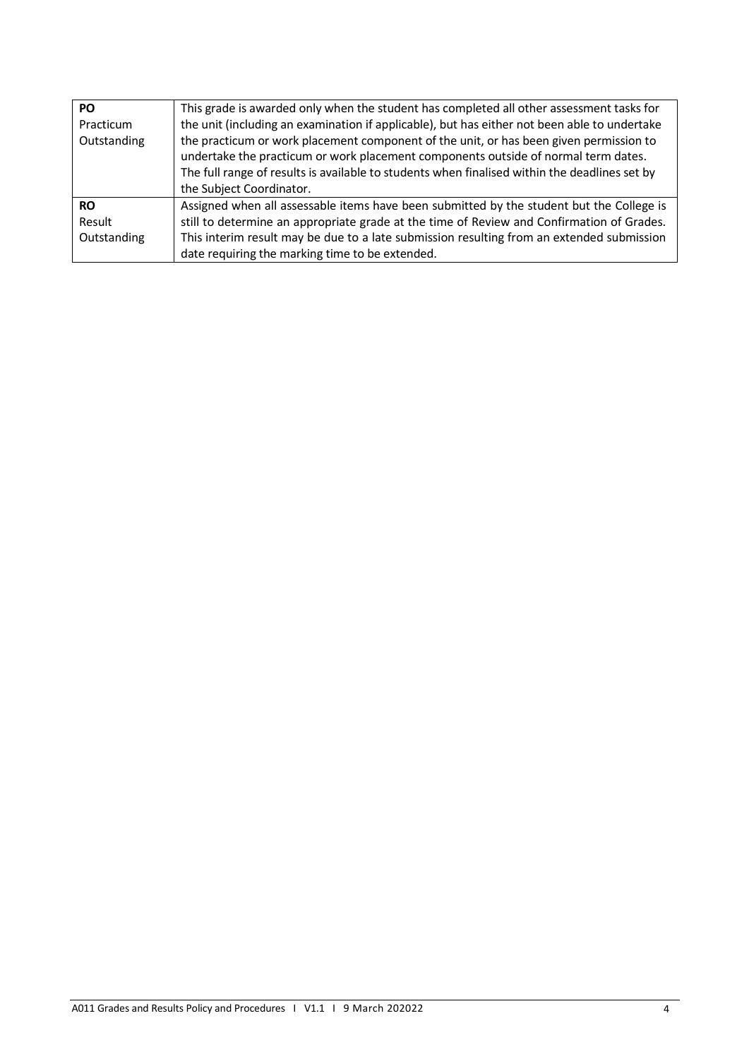| | |
|---|---|
| **PO** Practicum Outstanding | This grade is awarded only when the student has completed all other assessment tasks for the unit (including an examination if applicable), but has either not been able to undertake the practicum or work placement component of the unit, or has been given permission to undertake the practicum or work placement components outside of normal term dates. The full range of results is available to students when finalised within the deadlines set by the Subject Coordinator. |
| **RO** Result Outstanding | Assigned when all assessable items have been submitted by the student but the College is still to determine an appropriate grade at the time of Review and Confirmation of Grades. This interim result may be due to a late submission resulting from an extended submission date requiring the marking time to be extended. |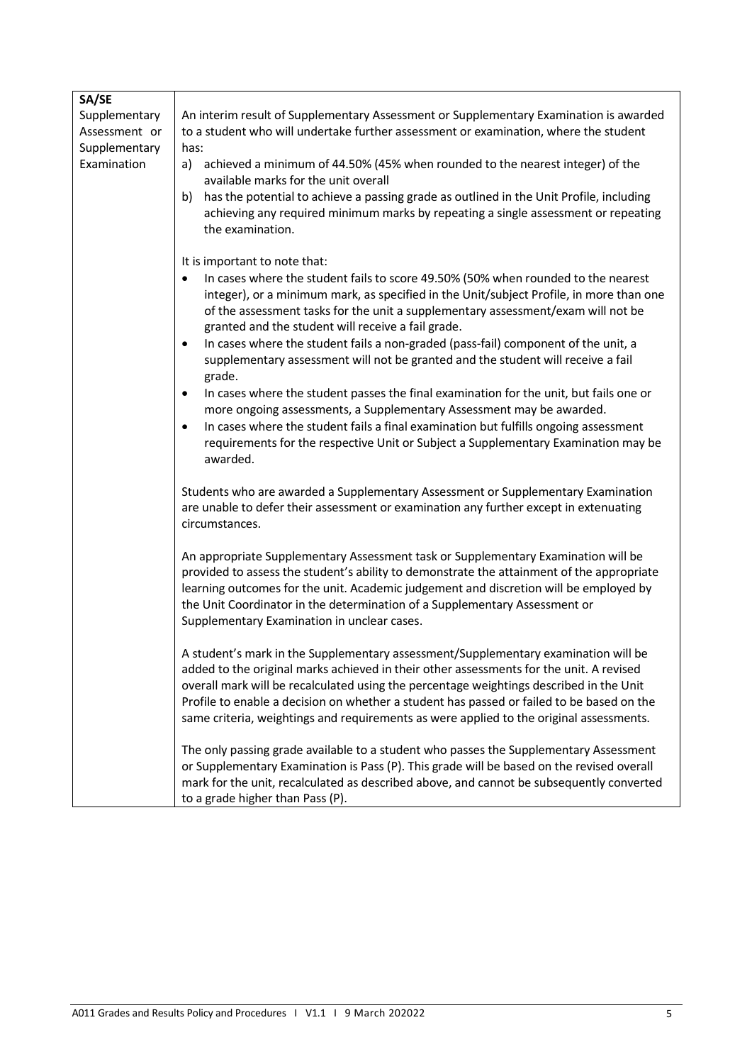| SA/SE<br>Supplementary Assessment or Supplementary Examination | An interim result of Supplementary Assessment or Supplementary Examination is awarded to a student who will undertake further assessment or examination, where the student has:<br>a) achieved a minimum of 44.50% (45% when rounded to the nearest integer) of the available marks for the unit overall<br>b) has the potential to achieve a passing grade as outlined in the Unit Profile, including achieving any required minimum marks by repeating a single assessment or repeating the examination.<br><br>It is important to note that:<br>• In cases where the student fails to score 49.50% (50% when rounded to the nearest integer), or a minimum mark, as specified in the Unit/subject Profile, in more than one of the assessment tasks for the unit a supplementary assessment/exam will not be granted and the student will receive a fail grade.<br>• In cases where the student fails a non-graded (pass-fail) component of the unit, a supplementary assessment will not be granted and the student will receive a fail grade.<br>• In cases where the student passes the final examination for the unit, but fails one or more ongoing assessments, a Supplementary Assessment may be awarded.<br>• In cases where the student fails a final examination but fulfills ongoing assessment requirements for the respective Unit or Subject a Supplementary Examination may be awarded.<br><br>Students who are awarded a Supplementary Assessment or Supplementary Examination are unable to defer their assessment or examination any further except in extenuating circumstances.<br><br>An appropriate Supplementary Assessment task or Supplementary Examination will be provided to assess the student's ability to demonstrate the attainment of the appropriate learning outcomes for the unit. Academic judgement and discretion will be employed by the Unit Coordinator in the determination of a Supplementary Assessment or Supplementary Examination in unclear cases.<br><br>A student's mark in the Supplementary assessment/Supplementary examination will be added to the original marks achieved in their other assessments for the unit. A revised overall mark will be recalculated using the percentage weightings described in the Unit Profile to enable a decision on whether a student has passed or failed to be based on the same criteria, weightings and requirements as were applied to the original assessments.<br><br>The only passing grade available to a student who passes the Supplementary Assessment or Supplementary Examination is Pass (P). This grade will be based on the revised overall mark for the unit, recalculated as described above, and cannot be subsequently converted to a grade higher than Pass (P). |
|---|---|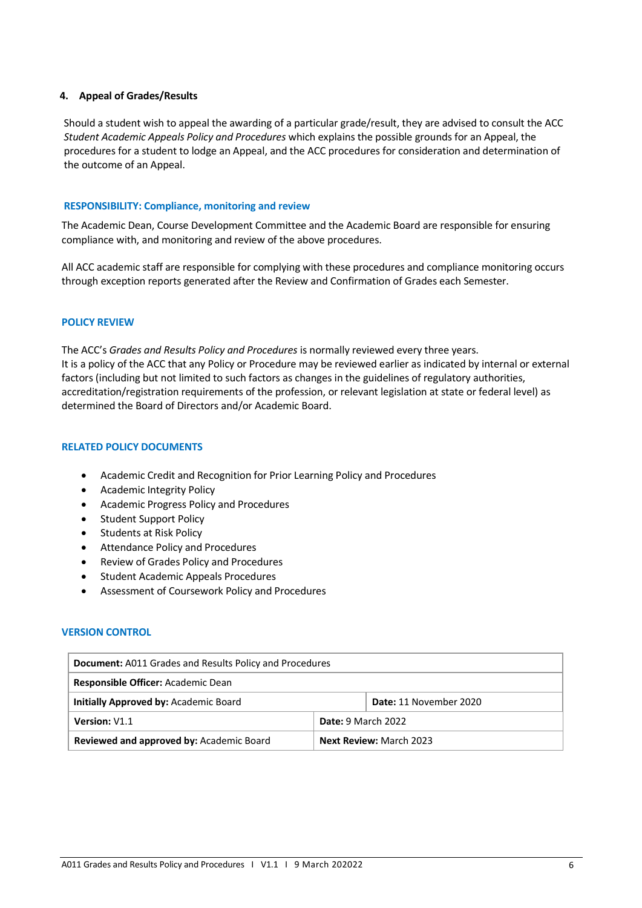## 4. Appeal of Grades/Results

Should a student wish to appeal the awarding of a particular grade/result, they are advised to consult the ACC *Student Academic Appeals Policy and Procedures* which explains the possible grounds for an Appeal, the procedures for a student to lodge an Appeal, and the ACC procedures for consideration and determination of the outcome of an Appeal.

### RESPONSIBILITY: Compliance, monitoring and review

The Academic Dean, Course Development Committee and the Academic Board are responsible for ensuring compliance with, and monitoring and review of the above procedures.

All ACC academic staff are responsible for complying with these procedures and compliance monitoring occurs through exception reports generated after the Review and Confirmation of Grades each Semester.

### POLICY REVIEW

The ACC's *Grades and Results Policy and Procedures* is normally reviewed every three years.
It is a policy of the ACC that any Policy or Procedure may be reviewed earlier as indicated by internal or external factors (including but not limited to such factors as changes in the guidelines of regulatory authorities, accreditation/registration requirements of the profession, or relevant legislation at state or federal level) as determined the Board of Directors and/or Academic Board.

### RELATED POLICY DOCUMENTS

- Academic Credit and Recognition for Prior Learning Policy and Procedures
- Academic Integrity Policy
- Academic Progress Policy and Procedures
- Student Support Policy
- Students at Risk Policy
- Attendance Policy and Procedures
- Review of Grades Policy and Procedures
- Student Academic Appeals Procedures
- Assessment of Coursework Policy and Procedures

### VERSION CONTROL

| | |
|---|---|
| **Document:** A011 Grades and Results Policy and Procedures | |
| **Responsible Officer:** Academic Dean | |
| **Initially Approved by:** Academic Board | **Date:** 11 November 2020 |
| **Version:** V1.1 | **Date:** 9 March 2022 |
| **Reviewed and approved by:** Academic Board | **Next Review:** March 2023 |